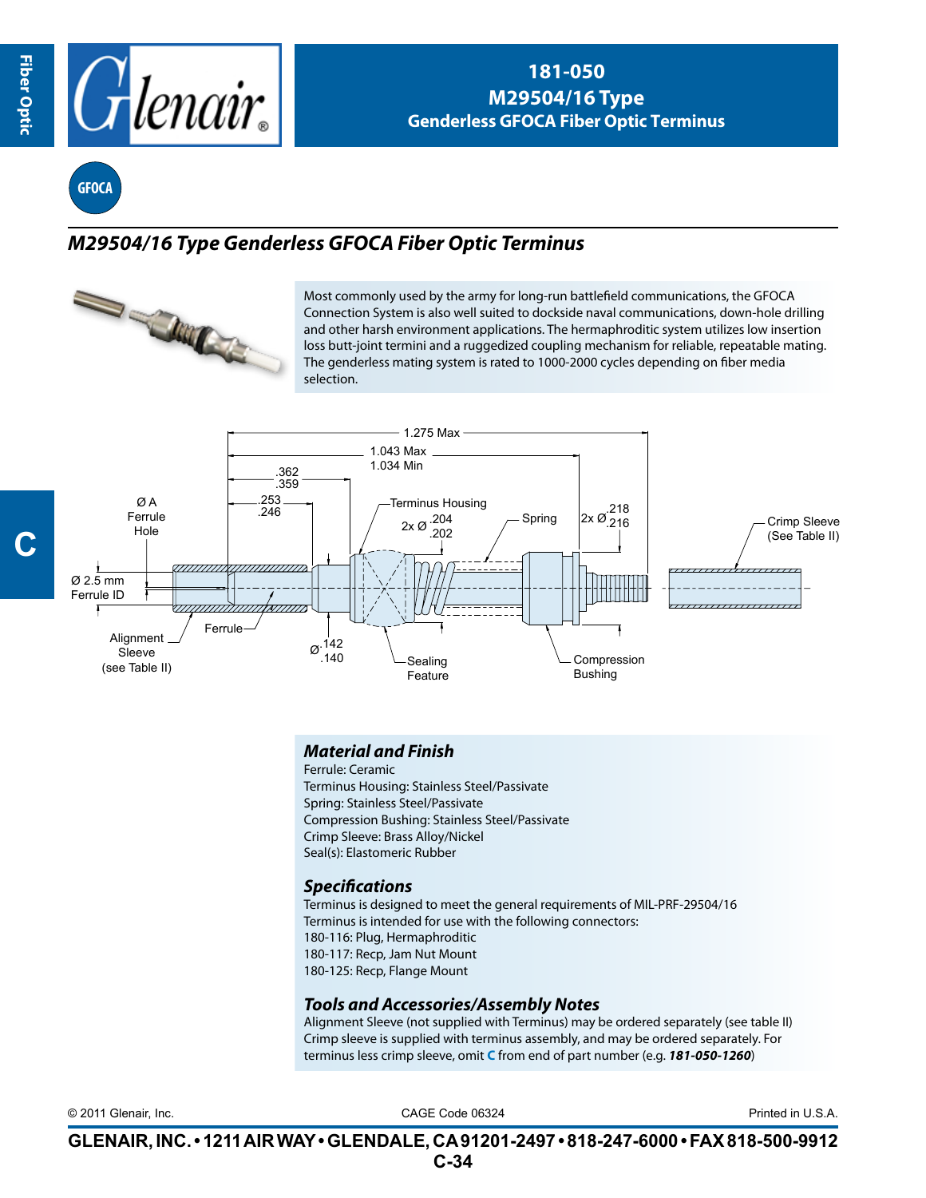# 181-050
## M29504/16 Type
## Genderless GFOCA Fiber Optic Terminus

GFOCA

## *M29504/16 Type Genderless GFOCA Fiber Optic Terminus*

Most commonly used by the army for long-run battlefield communications, the GFOCA Connection System is also well suited to dockside naval communications, down-hole drilling and other harsh environment applications. The hermaphroditic system utilizes low insertion loss butt-joint termini and a ruggedized coupling mechanism for reliable, repeatable mating. The genderless mating system is rated to 1000-2000 cycles depending on fiber media selection.

1.275 Max
1.043 Max
1.034 Min
.362
.359
.253
.246
Ø A Ferrule Hole
Terminus Housing
2x Ø .204 .202
Spring
2x Ø .218 .216
Crimp Sleeve (See Table II)
Ø 2.5 mm Ferrule ID
Ferrule
Alignment Sleeve (see Table II)
Ø .142 .140
Sealing Feature
Compression Bushing

### *Material and Finish*

Ferrule: Ceramic
Terminus Housing: Stainless Steel/Passivate
Spring: Stainless Steel/Passivate
Compression Bushing: Stainless Steel/Passivate
Crimp Sleeve: Brass Alloy/Nickel
Seal(s): Elastomeric Rubber

### *Specifications*

Terminus is designed to meet the general requirements of MIL-PRF-29504/16
Terminus is intended for use with the following connectors:
180-116: Plug, Hermaphroditic
180-117: Recp, Jam Nut Mount
180-125: Recp, Flange Mount

### *Tools and Accessories/Assembly Notes*

Alignment Sleeve (not supplied with Terminus) may be ordered separately (see table II)
Crimp sleeve is supplied with terminus assembly, and may be ordered separately. For terminus less crimp sleeve, omit C from end of part number (e.g. ***181-050-1260***)

© 2011 Glenair, Inc. CAGE Code 06324 Printed in U.S.A.

**GLENAIR, INC. • 1211 AIR WAY • GLENDALE, CA 91201-2497 • 818-247-6000 • FAX 818-500-9912**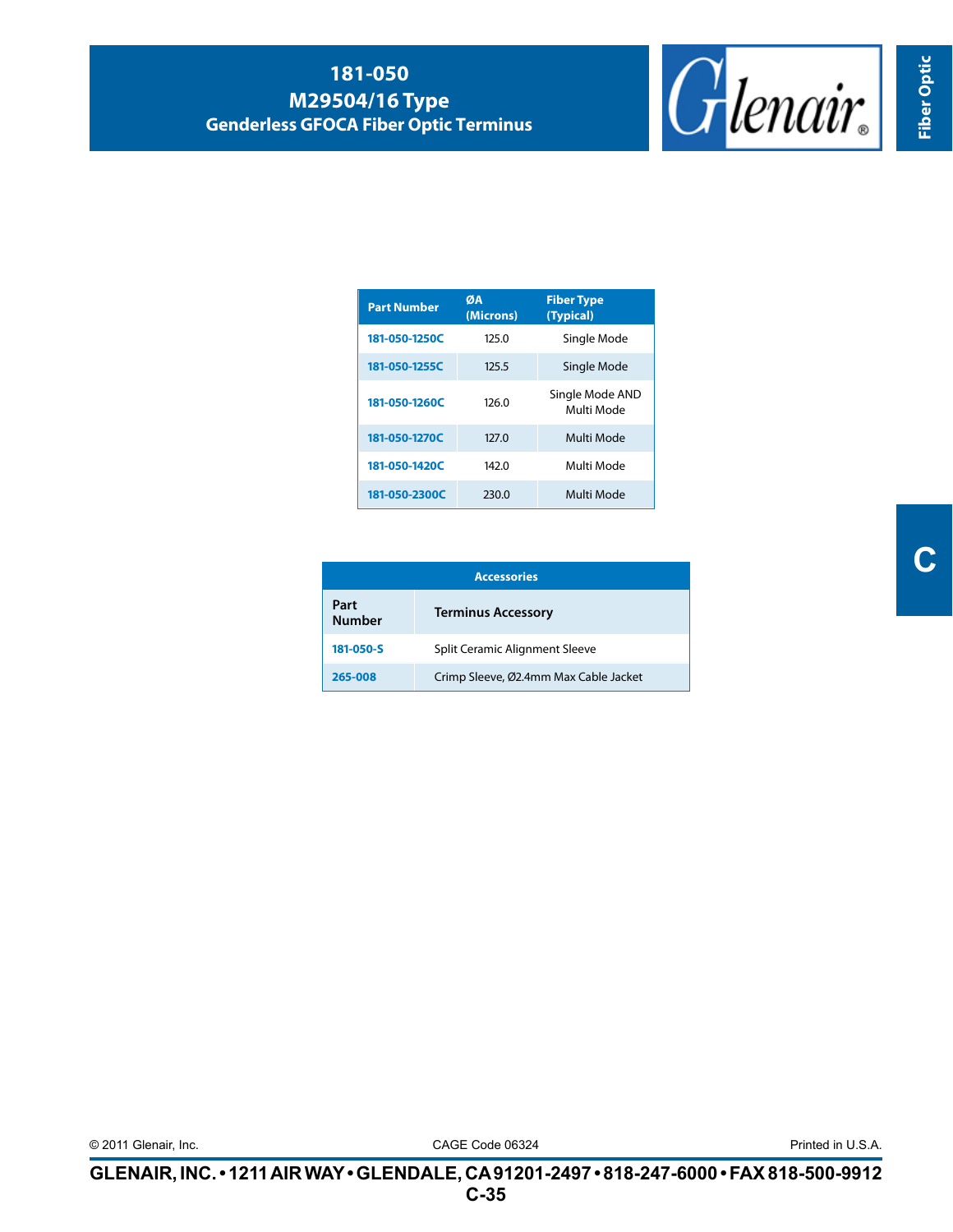# 181-050
## M29504/16 Type
### Genderless GFOCA Fiber Optic Terminus

| Part Number | ØA (Microns) | Fiber Type (Typical) |
|---|---|---|
| 181-050-1250C | 125.0 | Single Mode |
| 181-050-1255C | 125.5 | Single Mode |
| 181-050-1260C | 126.0 | Single Mode AND Multi Mode |
| 181-050-1270C | 127.0 | Multi Mode |
| 181-050-1420C | 142.0 | Multi Mode |
| 181-050-2300C | 230.0 | Multi Mode |

| Accessories | |
|---|---|
| **Part Number** | **Terminus Accessory** |
| 181-050-S | Split Ceramic Alignment Sleeve |
| 265-008 | Crimp Sleeve, Ø2.4mm Max Cable Jacket |

© 2011 Glenair, Inc. CAGE Code 06324 Printed in U.S.A.

**GLENAIR, INC. • 1211 AIR WAY • GLENDALE, CA 91201-2497 • 818-247-6000 • FAX 818-500-9912**